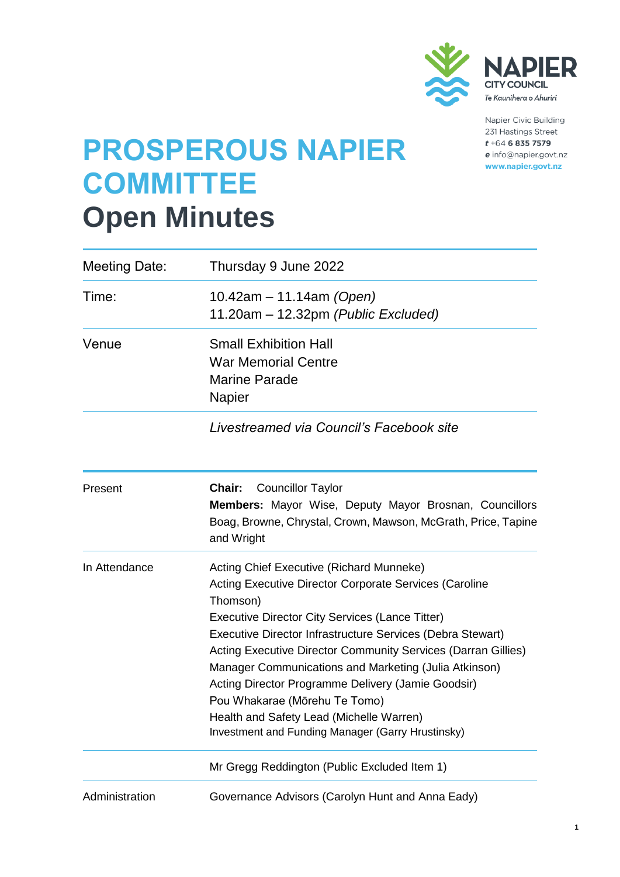Napier City Council
Te Kaunihera o Ahuriri

Napier Civic Building
231 Hastings Street
*t* +64 **6 835 7579**
*e* info@napier.govt.nz
**www.napier.govt.nz**

# PROSPEROUS NAPIER COMMITTEE
# Open Minutes

| | |
|---|---|
| Meeting Date: | Thursday 9 June 2022 |
| Time: | 10.42am – 11.14am *(Open)*<br>11.20am – 12.32pm *(Public Excluded)* |
| Venue | Small Exhibition Hall<br>War Memorial Centre<br>Marine Parade<br>Napier |
| | *Livestreamed via Council's Facebook site* |

| | |
|---|---|
| Present | **Chair:** Councillor Taylor<br>**Members:** Mayor Wise, Deputy Mayor Brosnan, Councillors Boag, Browne, Chrystal, Crown, Mawson, McGrath, Price, Tapine and Wright |
| In Attendance | Acting Chief Executive (Richard Munneke)<br>Acting Executive Director Corporate Services (Caroline Thomson)<br>Executive Director City Services (Lance Titter)<br>Executive Director Infrastructure Services (Debra Stewart)<br>Acting Executive Director Community Services (Darran Gillies)<br>Manager Communications and Marketing (Julia Atkinson)<br>Acting Director Programme Delivery (Jamie Goodsir)<br>Pou Whakarae (Mōrehu Te Tomo)<br>Health and Safety Lead (Michelle Warren)<br>Investment and Funding Manager (Garry Hrustinsky) |
| | Mr Gregg Reddington (Public Excluded Item 1) |
| Administration | Governance Advisors (Carolyn Hunt and Anna Eady) |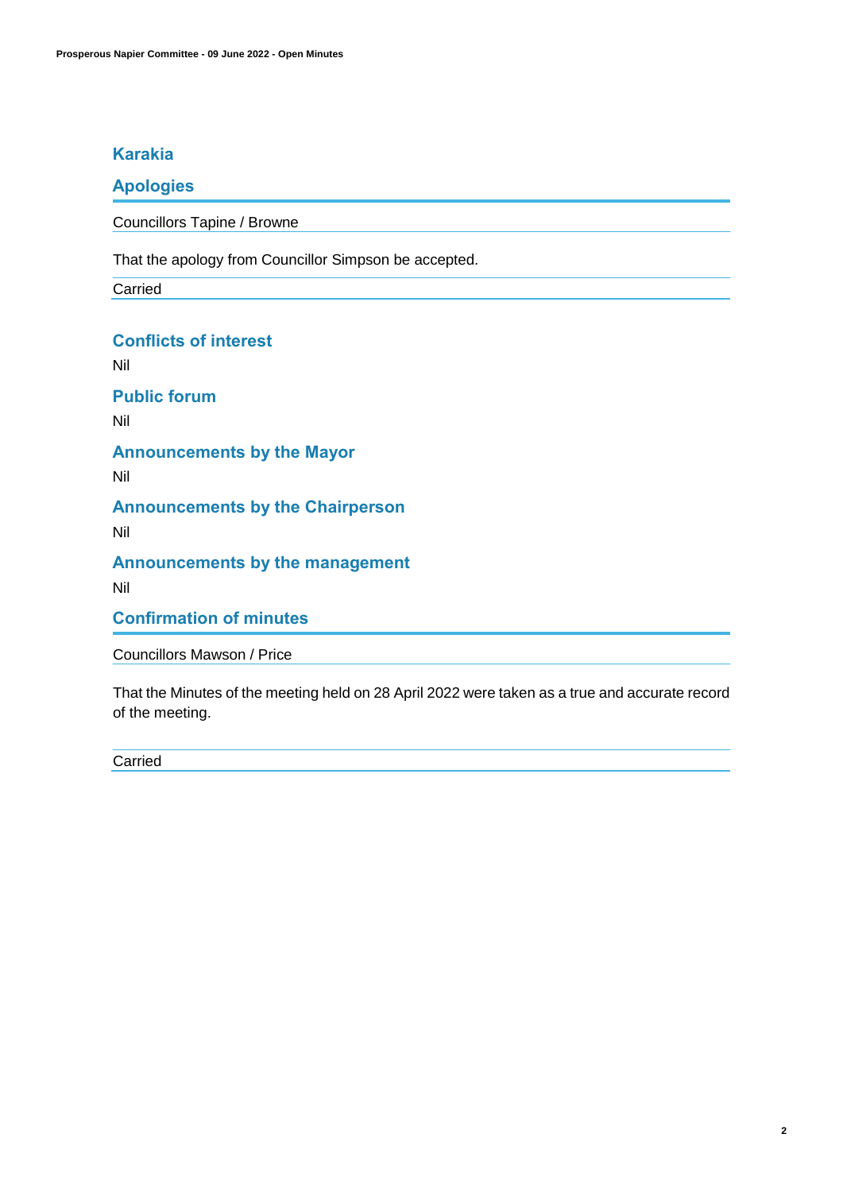## Karakia

## Apologies

Councillors Tapine / Browne

That the apology from Councillor Simpson be accepted.

Carried

## Conflicts of interest

Nil

## Public forum

Nil

## Announcements by the Mayor

Nil

## Announcements by the Chairperson

Nil

## Announcements by the management

Nil

## Confirmation of minutes

Councillors Mawson / Price

That the Minutes of the meeting held on 28 April 2022 were taken as a true and accurate record of the meeting.

Carried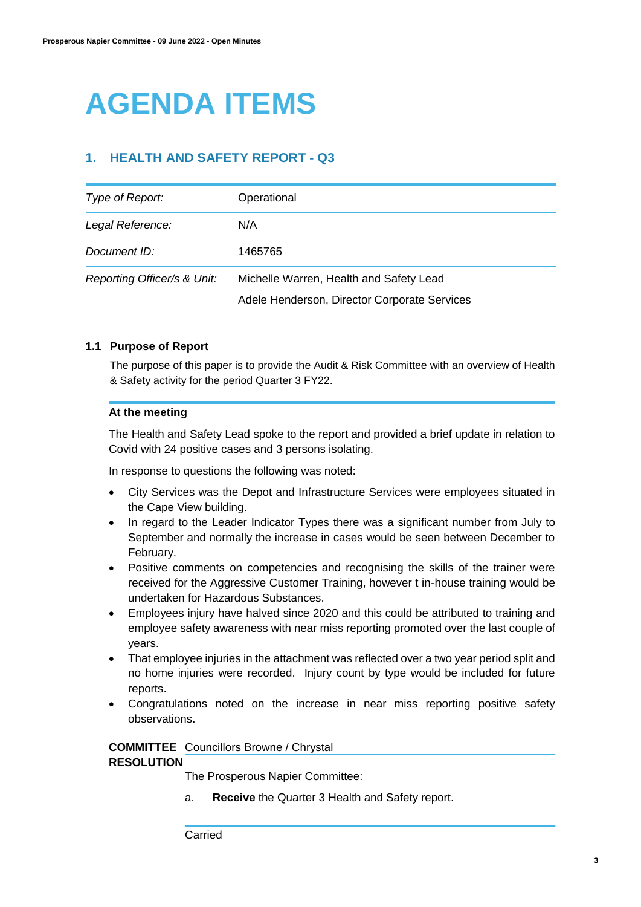# AGENDA ITEMS

## 1. HEALTH AND SAFETY REPORT - Q3

| *Type of Report:* | Operational |
|---|---|
| *Legal Reference:* | N/A |
| *Document ID:* | 1465765 |
| *Reporting Officer/s & Unit:* | Michelle Warren, Health and Safety Lead<br>Adele Henderson, Director Corporate Services |

### 1.1 Purpose of Report

The purpose of this paper is to provide the Audit & Risk Committee with an overview of Health & Safety activity for the period Quarter 3 FY22.

**At the meeting**

The Health and Safety Lead spoke to the report and provided a brief update in relation to Covid with 24 positive cases and 3 persons isolating.

In response to questions the following was noted:

- City Services was the Depot and Infrastructure Services were employees situated in the Cape View building.
- In regard to the Leader Indicator Types there was a significant number from July to September and normally the increase in cases would be seen between December to February.
- Positive comments on competencies and recognising the skills of the trainer were received for the Aggressive Customer Training, however t in-house training would be undertaken for Hazardous Substances.
- Employees injury have halved since 2020 and this could be attributed to training and employee safety awareness with near miss reporting promoted over the last couple of years.
- That employee injuries in the attachment was reflected over a two year period split and no home injuries were recorded. Injury count by type would be included for future reports.
- Congratulations noted on the increase in near miss reporting positive safety observations.

**COMMITTEE RESOLUTION** Councillors Browne / Chrystal

The Prosperous Napier Committee:

a. **Receive** the Quarter 3 Health and Safety report.

Carried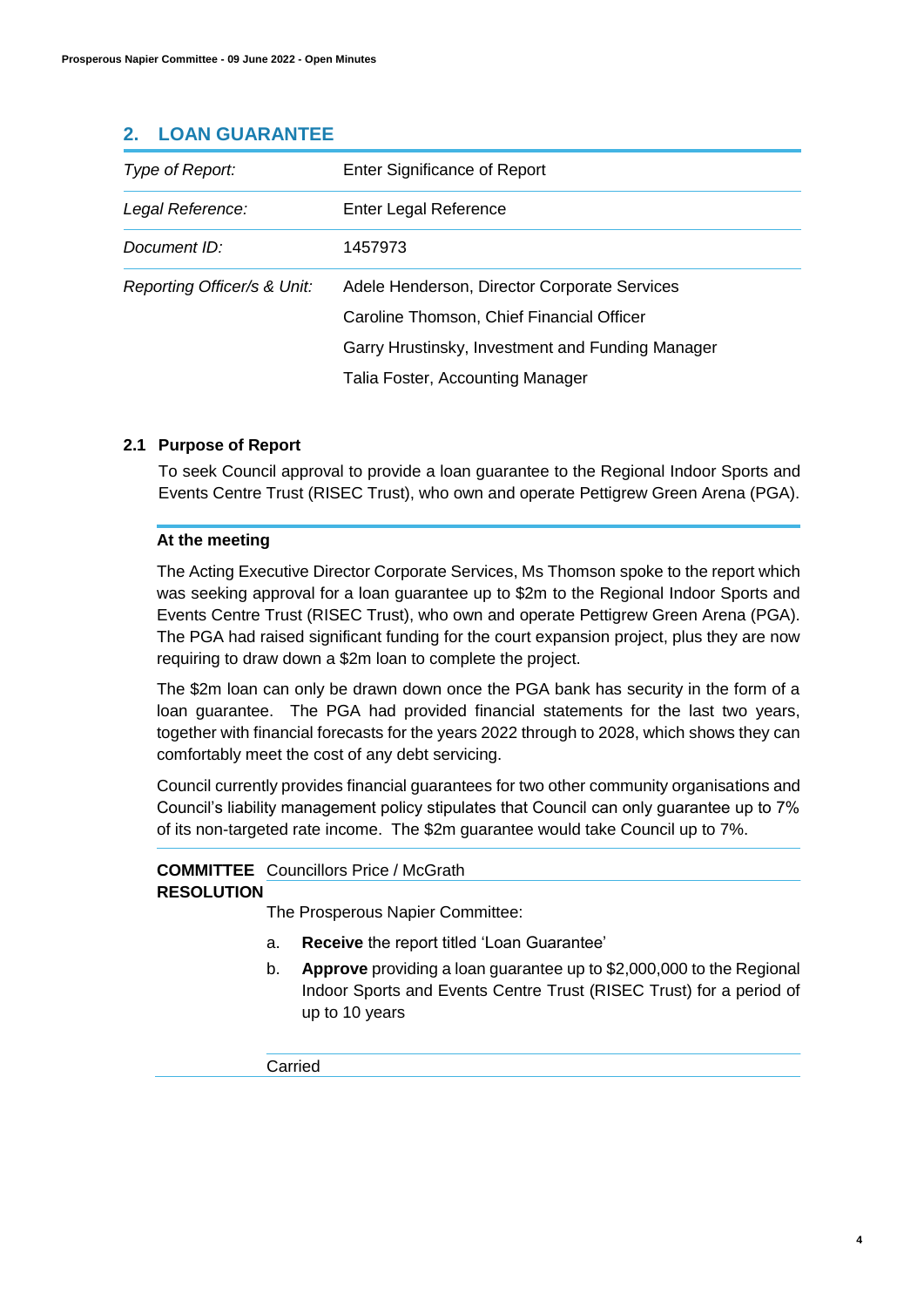## 2. LOAN GUARANTEE

| | |
|---|---|
| *Type of Report:* | Enter Significance of Report |
| *Legal Reference:* | Enter Legal Reference |
| *Document ID:* | 1457973 |
| *Reporting Officer/s & Unit:* | Adele Henderson, Director Corporate Services<br>Caroline Thomson, Chief Financial Officer<br>Garry Hrustinsky, Investment and Funding Manager<br>Talia Foster, Accounting Manager |

### 2.1 Purpose of Report

To seek Council approval to provide a loan guarantee to the Regional Indoor Sports and Events Centre Trust (RISEC Trust), who own and operate Pettigrew Green Arena (PGA).

**At the meeting**

The Acting Executive Director Corporate Services, Ms Thomson spoke to the report which was seeking approval for a loan guarantee up to $2m to the Regional Indoor Sports and Events Centre Trust (RISEC Trust), who own and operate Pettigrew Green Arena (PGA). The PGA had raised significant funding for the court expansion project, plus they are now requiring to draw down a $2m loan to complete the project.

The $2m loan can only be drawn down once the PGA bank has security in the form of a loan guarantee. The PGA had provided financial statements for the last two years, together with financial forecasts for the years 2022 through to 2028, which shows they can comfortably meet the cost of any debt servicing.

Council currently provides financial guarantees for two other community organisations and Council's liability management policy stipulates that Council can only guarantee up to 7% of its non-targeted rate income. The $2m guarantee would take Council up to 7%.

**COMMITTEE RESOLUTION** Councillors Price / McGrath

The Prosperous Napier Committee:

a. **Receive** the report titled 'Loan Guarantee'

b. **Approve** providing a loan guarantee up to $2,000,000 to the Regional Indoor Sports and Events Centre Trust (RISEC Trust) for a period of up to 10 years

Carried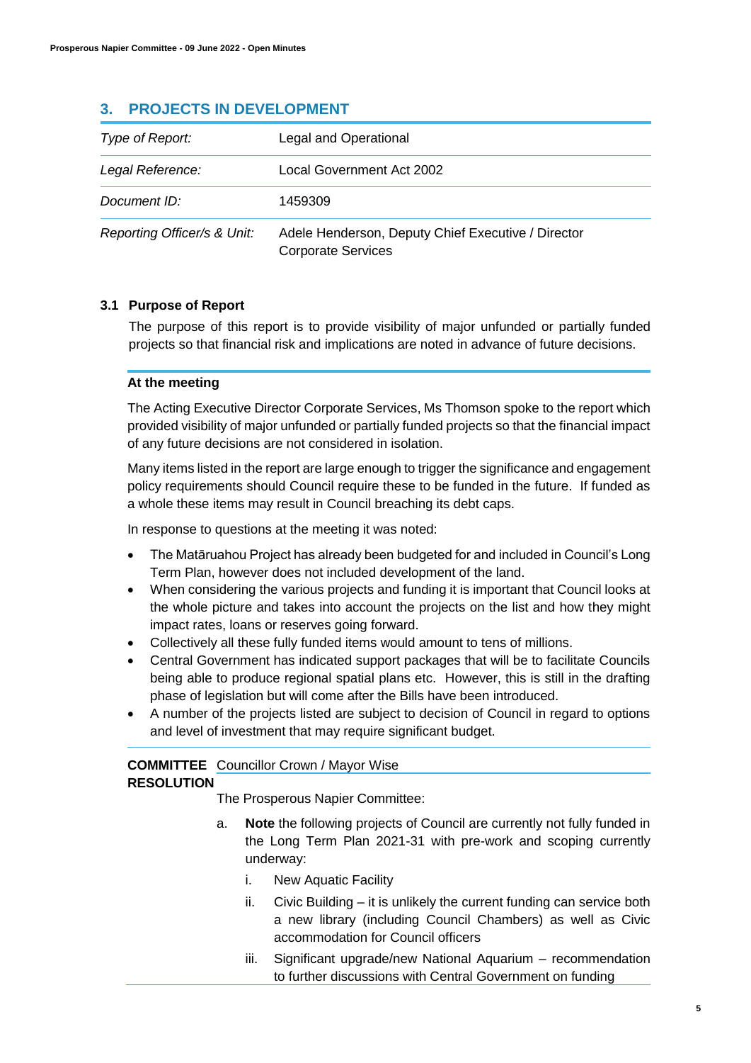## 3. PROJECTS IN DEVELOPMENT

| | |
|---|---|
| *Type of Report:* | Legal and Operational |
| *Legal Reference:* | Local Government Act 2002 |
| *Document ID:* | 1459309 |
| *Reporting Officer/s & Unit:* | Adele Henderson, Deputy Chief Executive / Director Corporate Services |

### 3.1 Purpose of Report

The purpose of this report is to provide visibility of major unfunded or partially funded projects so that financial risk and implications are noted in advance of future decisions.

**At the meeting**

The Acting Executive Director Corporate Services, Ms Thomson spoke to the report which provided visibility of major unfunded or partially funded projects so that the financial impact of any future decisions are not considered in isolation.

Many items listed in the report are large enough to trigger the significance and engagement policy requirements should Council require these to be funded in the future. If funded as a whole these items may result in Council breaching its debt caps.

In response to questions at the meeting it was noted:

- The Matāruahou Project has already been budgeted for and included in Council's Long Term Plan, however does not included development of the land.
- When considering the various projects and funding it is important that Council looks at the whole picture and takes into account the projects on the list and how they might impact rates, loans or reserves going forward.
- Collectively all these fully funded items would amount to tens of millions.
- Central Government has indicated support packages that will be to facilitate Councils being able to produce regional spatial plans etc. However, this is still in the drafting phase of legislation but will come after the Bills have been introduced.
- A number of the projects listed are subject to decision of Council in regard to options and level of investment that may require significant budget.

**COMMITTEE RESOLUTION** Councillor Crown / Mayor Wise

The Prosperous Napier Committee:

a. **Note** the following projects of Council are currently not fully funded in the Long Term Plan 2021-31 with pre-work and scoping currently underway:

   i. New Aquatic Facility

   ii. Civic Building – it is unlikely the current funding can service both a new library (including Council Chambers) as well as Civic accommodation for Council officers

   iii. Significant upgrade/new National Aquarium – recommendation to further discussions with Central Government on funding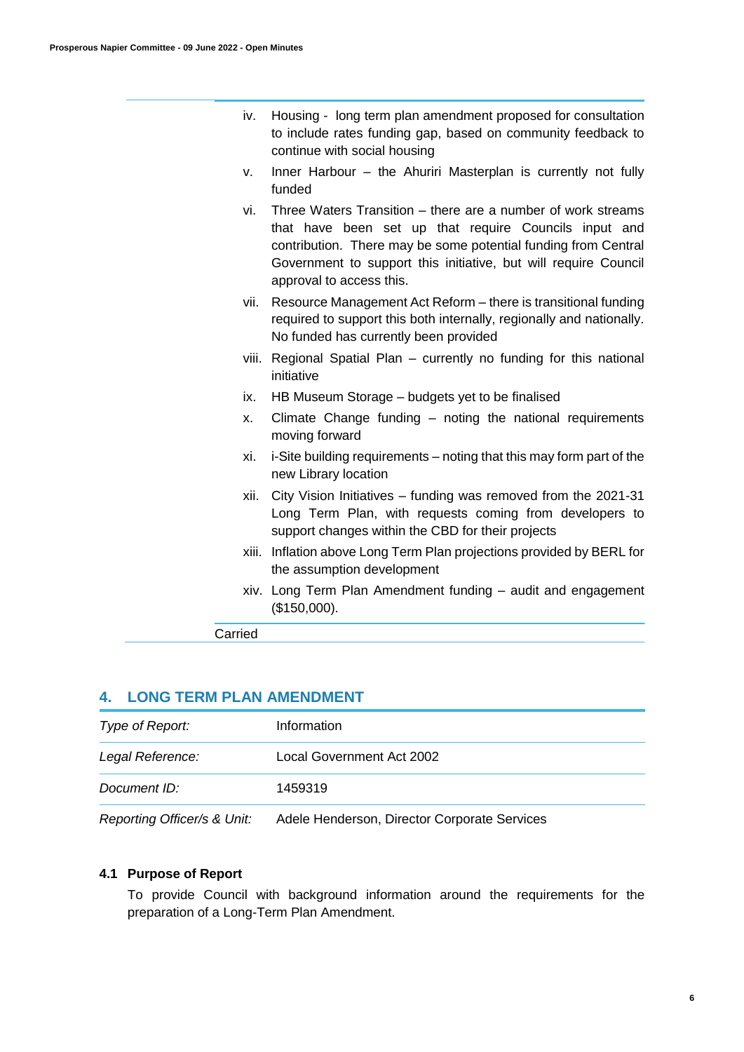iv. Housing - long term plan amendment proposed for consultation to include rates funding gap, based on community feedback to continue with social housing

v. Inner Harbour – the Ahuriri Masterplan is currently not fully funded

vi. Three Waters Transition – there are a number of work streams that have been set up that require Councils input and contribution. There may be some potential funding from Central Government to support this initiative, but will require Council approval to access this.

vii. Resource Management Act Reform – there is transitional funding required to support this both internally, regionally and nationally. No funded has currently been provided

viii. Regional Spatial Plan – currently no funding for this national initiative

ix. HB Museum Storage – budgets yet to be finalised

x. Climate Change funding – noting the national requirements moving forward

xi. i-Site building requirements – noting that this may form part of the new Library location

xii. City Vision Initiatives – funding was removed from the 2021-31 Long Term Plan, with requests coming from developers to support changes within the CBD for their projects

xiii. Inflation above Long Term Plan projections provided by BERL for the assumption development

xiv. Long Term Plan Amendment funding – audit and engagement ($150,000).

Carried

## 4. LONG TERM PLAN AMENDMENT

| | |
|---|---|
| *Type of Report:* | Information |
| *Legal Reference:* | Local Government Act 2002 |
| *Document ID:* | 1459319 |
| *Reporting Officer/s & Unit:* | Adele Henderson, Director Corporate Services |

### 4.1 Purpose of Report

To provide Council with background information around the requirements for the preparation of a Long-Term Plan Amendment.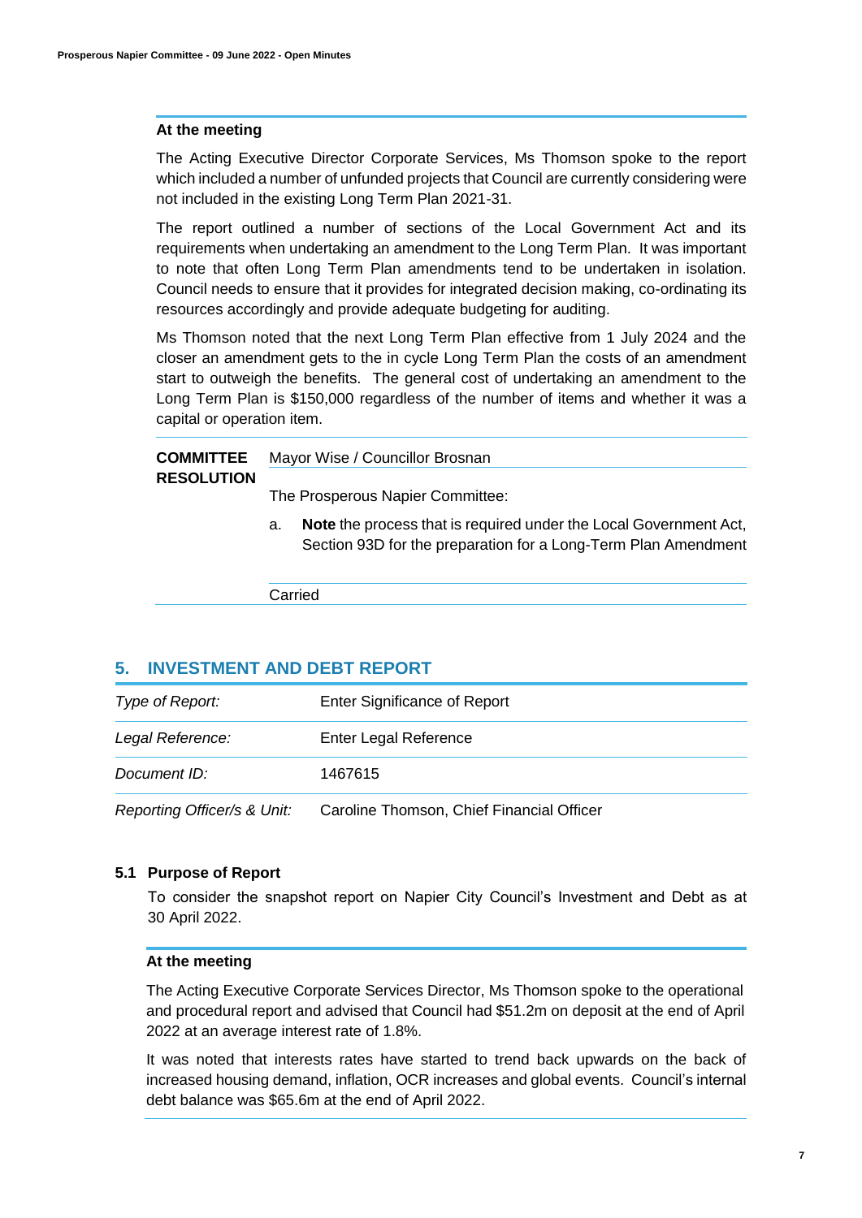#### At the meeting

The Acting Executive Director Corporate Services, Ms Thomson spoke to the report which included a number of unfunded projects that Council are currently considering were not included in the existing Long Term Plan 2021-31.

The report outlined a number of sections of the Local Government Act and its requirements when undertaking an amendment to the Long Term Plan. It was important to note that often Long Term Plan amendments tend to be undertaken in isolation. Council needs to ensure that it provides for integrated decision making, co-ordinating its resources accordingly and provide adequate budgeting for auditing.

Ms Thomson noted that the next Long Term Plan effective from 1 July 2024 and the closer an amendment gets to the in cycle Long Term Plan the costs of an amendment start to outweigh the benefits. The general cost of undertaking an amendment to the Long Term Plan is $150,000 regardless of the number of items and whether it was a capital or operation item.

**COMMITTEE RESOLUTION** Mayor Wise / Councillor Brosnan

The Prosperous Napier Committee:

a. **Note** the process that is required under the Local Government Act, Section 93D for the preparation for a Long-Term Plan Amendment

Carried

## 5. INVESTMENT AND DEBT REPORT

| | |
|---|---|
| *Type of Report:* | Enter Significance of Report |
| *Legal Reference:* | Enter Legal Reference |
| *Document ID:* | 1467615 |
| *Reporting Officer/s & Unit:* | Caroline Thomson, Chief Financial Officer |

### 5.1 Purpose of Report

To consider the snapshot report on Napier City Council's Investment and Debt as at 30 April 2022.

#### At the meeting

The Acting Executive Corporate Services Director, Ms Thomson spoke to the operational and procedural report and advised that Council had $51.2m on deposit at the end of April 2022 at an average interest rate of 1.8%.

It was noted that interests rates have started to trend back upwards on the back of increased housing demand, inflation, OCR increases and global events. Council's internal debt balance was $65.6m at the end of April 2022.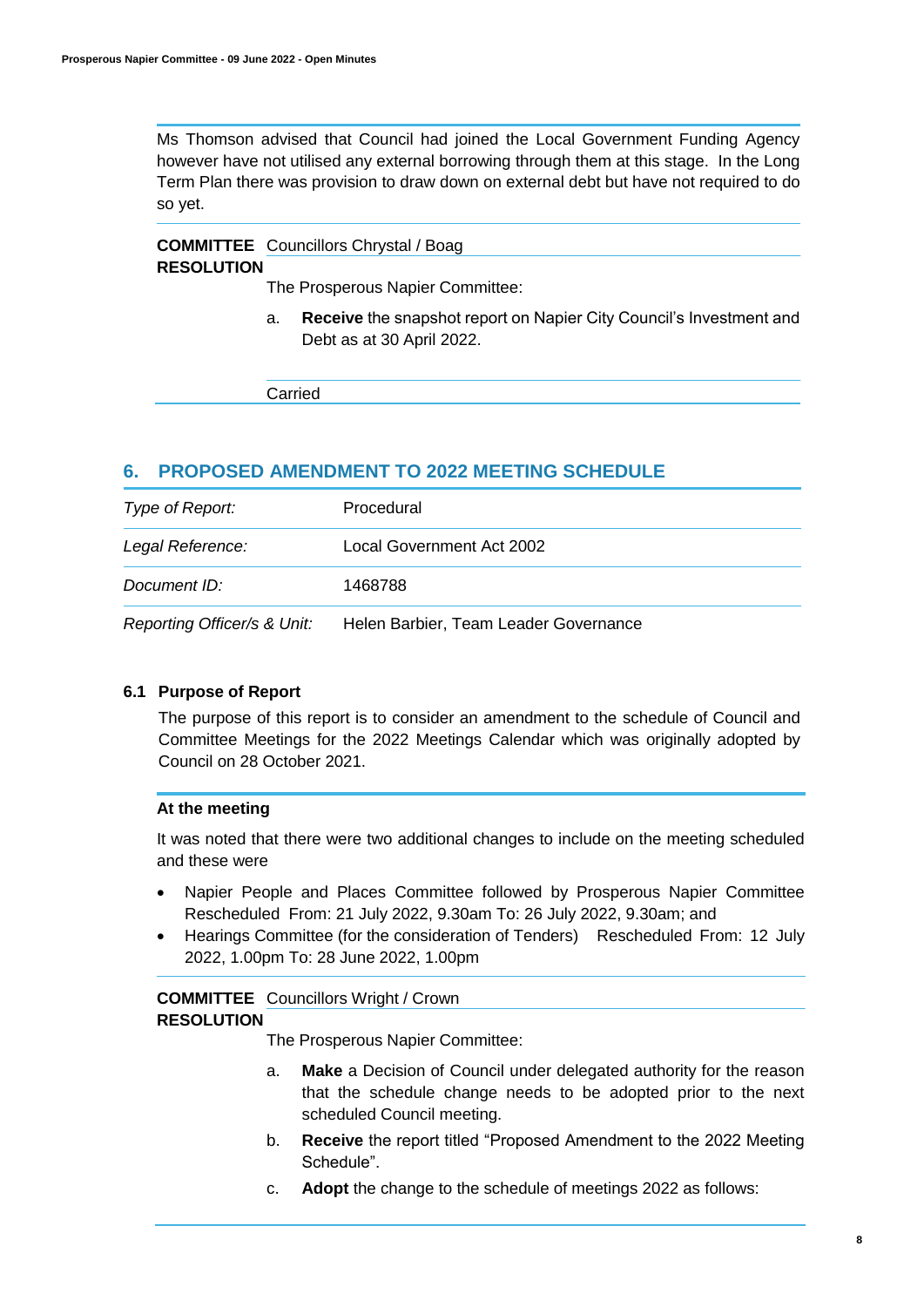Ms Thomson advised that Council had joined the Local Government Funding Agency however have not utilised any external borrowing through them at this stage. In the Long Term Plan there was provision to draw down on external debt but have not required to do so yet.

**COMMITTEE RESOLUTION** Councillors Chrystal / Boag

The Prosperous Napier Committee:

a. **Receive** the snapshot report on Napier City Council's Investment and Debt as at 30 April 2022.

Carried

## 6. PROPOSED AMENDMENT TO 2022 MEETING SCHEDULE

| | |
|---|---|
| *Type of Report:* | Procedural |
| *Legal Reference:* | Local Government Act 2002 |
| *Document ID:* | 1468788 |
| *Reporting Officer/s & Unit:* | Helen Barbier, Team Leader Governance |

### 6.1 Purpose of Report

The purpose of this report is to consider an amendment to the schedule of Council and Committee Meetings for the 2022 Meetings Calendar which was originally adopted by Council on 28 October 2021.

**At the meeting**

It was noted that there were two additional changes to include on the meeting scheduled and these were

- Napier People and Places Committee followed by Prosperous Napier Committee Rescheduled From: 21 July 2022, 9.30am To: 26 July 2022, 9.30am; and
- Hearings Committee (for the consideration of Tenders) Rescheduled From: 12 July 2022, 1.00pm To: 28 June 2022, 1.00pm

**COMMITTEE RESOLUTION** Councillors Wright / Crown

The Prosperous Napier Committee:

a. **Make** a Decision of Council under delegated authority for the reason that the schedule change needs to be adopted prior to the next scheduled Council meeting.

b. **Receive** the report titled "Proposed Amendment to the 2022 Meeting Schedule".

c. **Adopt** the change to the schedule of meetings 2022 as follows: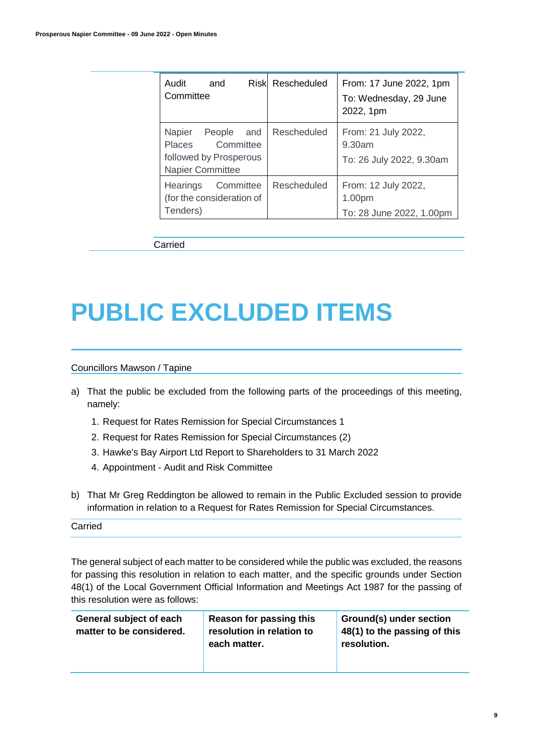| | | |
|---|---|---|
| Audit and Risk Committee | Rescheduled | From: 17 June 2022, 1pm<br>To: Wednesday, 29 June 2022, 1pm |
| Napier People and Places Committee followed by Prosperous Napier Committee | Rescheduled | From: 21 July 2022, 9.30am<br>To: 26 July 2022, 9.30am |
| Hearings Committee (for the consideration of Tenders) | Rescheduled | From: 12 July 2022, 1.00pm<br>To: 28 June 2022, 1.00pm |

Carried

# PUBLIC EXCLUDED ITEMS

Councillors Mawson / Tapine

a) That the public be excluded from the following parts of the proceedings of this meeting, namely:

   1. Request for Rates Remission for Special Circumstances 1
   2. Request for Rates Remission for Special Circumstances (2)
   3. Hawke's Bay Airport Ltd Report to Shareholders to 31 March 2022
   4. Appointment - Audit and Risk Committee

b) That Mr Greg Reddington be allowed to remain in the Public Excluded session to provide information in relation to a Request for Rates Remission for Special Circumstances.

Carried

The general subject of each matter to be considered while the public was excluded, the reasons for passing this resolution in relation to each matter, and the specific grounds under Section 48(1) of the Local Government Official Information and Meetings Act 1987 for the passing of this resolution were as follows:

| General subject of each matter to be considered. | Reason for passing this resolution in relation to each matter. | Ground(s) under section 48(1) to the passing of this resolution. |
|---|---|---|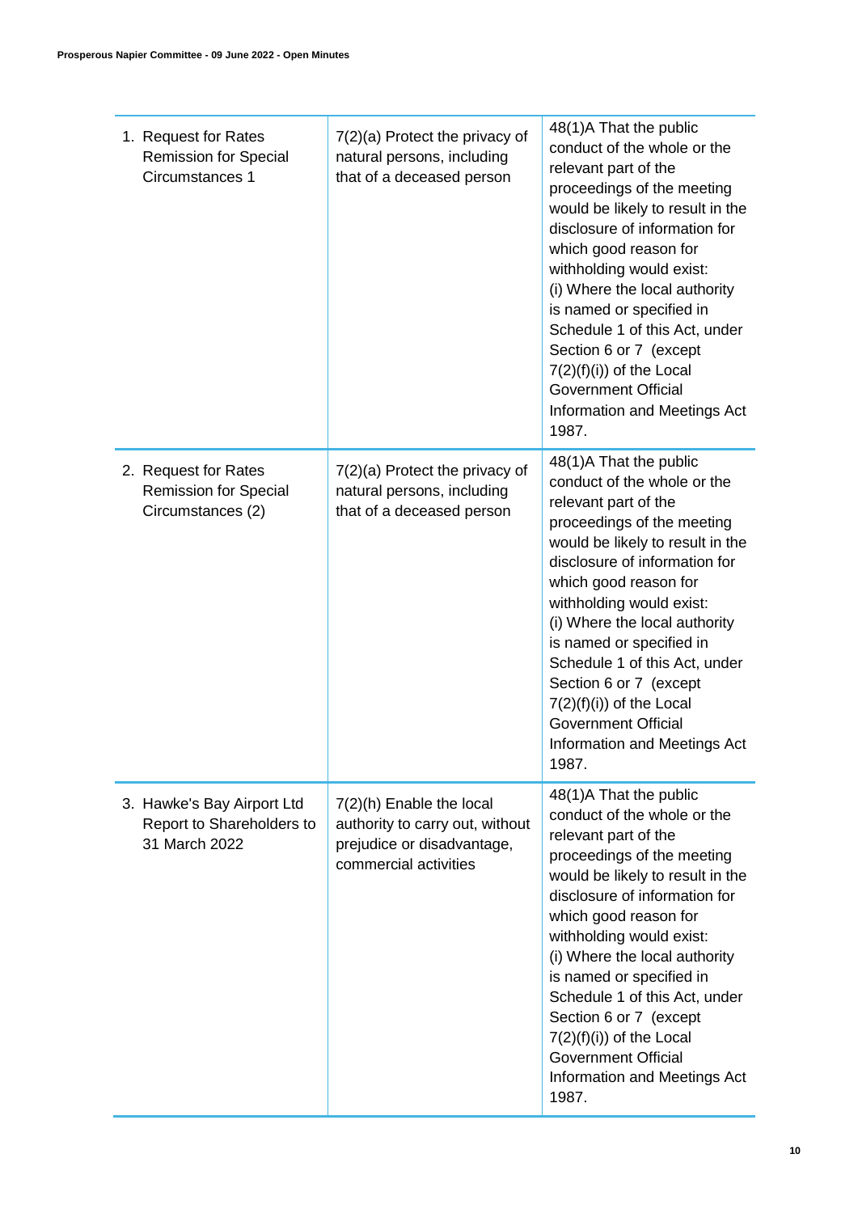| | | |
|---|---|---|
| 1. Request for Rates Remission for Special Circumstances 1 | 7(2)(a) Protect the privacy of natural persons, including that of a deceased person | 48(1)A That the public conduct of the whole or the relevant part of the proceedings of the meeting would be likely to result in the disclosure of information for which good reason for withholding would exist: (i) Where the local authority is named or specified in Schedule 1 of this Act, under Section 6 or 7 (except 7(2)(f)(i)) of the Local Government Official Information and Meetings Act 1987. |
| 2. Request for Rates Remission for Special Circumstances (2) | 7(2)(a) Protect the privacy of natural persons, including that of a deceased person | 48(1)A That the public conduct of the whole or the relevant part of the proceedings of the meeting would be likely to result in the disclosure of information for which good reason for withholding would exist: (i) Where the local authority is named or specified in Schedule 1 of this Act, under Section 6 or 7 (except 7(2)(f)(i)) of the Local Government Official Information and Meetings Act 1987. |
| 3. Hawke's Bay Airport Ltd Report to Shareholders to 31 March 2022 | 7(2)(h) Enable the local authority to carry out, without prejudice or disadvantage, commercial activities | 48(1)A That the public conduct of the whole or the relevant part of the proceedings of the meeting would be likely to result in the disclosure of information for which good reason for withholding would exist: (i) Where the local authority is named or specified in Schedule 1 of this Act, under Section 6 or 7 (except 7(2)(f)(i)) of the Local Government Official Information and Meetings Act 1987. |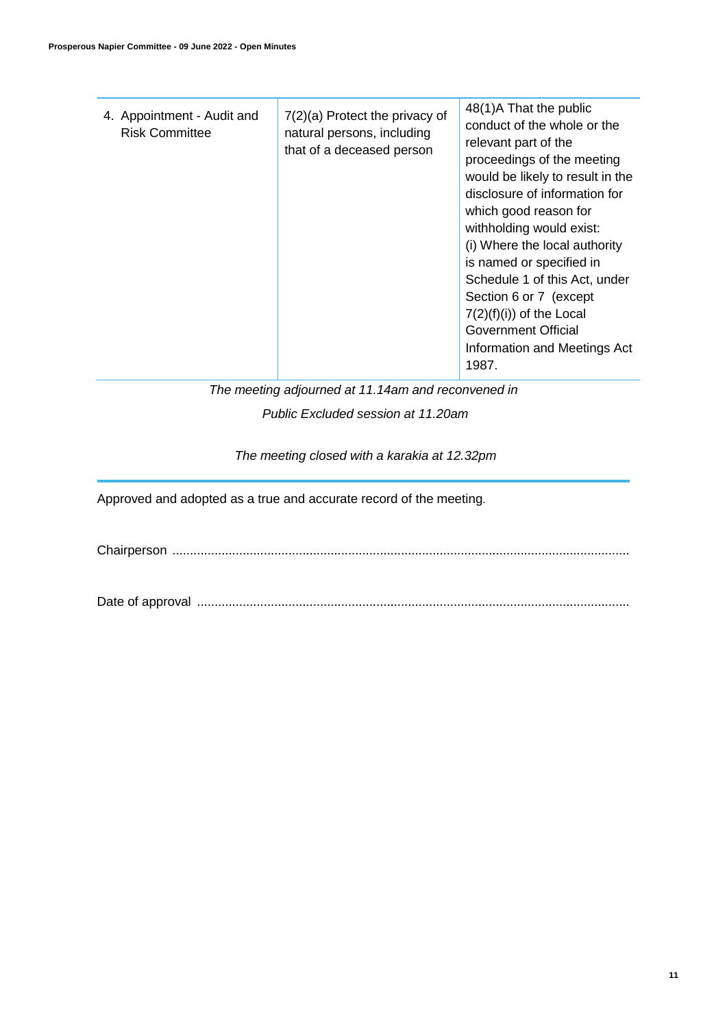| | | |
|---|---|---|
| 4. Appointment - Audit and Risk Committee | 7(2)(a) Protect the privacy of natural persons, including that of a deceased person | 48(1)A That the public conduct of the whole or the relevant part of the proceedings of the meeting would be likely to result in the disclosure of information for which good reason for withholding would exist: (i) Where the local authority is named or specified in Schedule 1 of this Act, under Section 6 or 7 (except 7(2)(f)(i)) of the Local Government Official Information and Meetings Act 1987. |

*The meeting adjourned at 11.14am and reconvened in*

*Public Excluded session at 11.20am*

*The meeting closed with a karakia at 12.32pm*

---

Approved and adopted as a true and accurate record of the meeting.

Chairperson ..................................................................................................................................

Date of approval ..........................................................................................................................